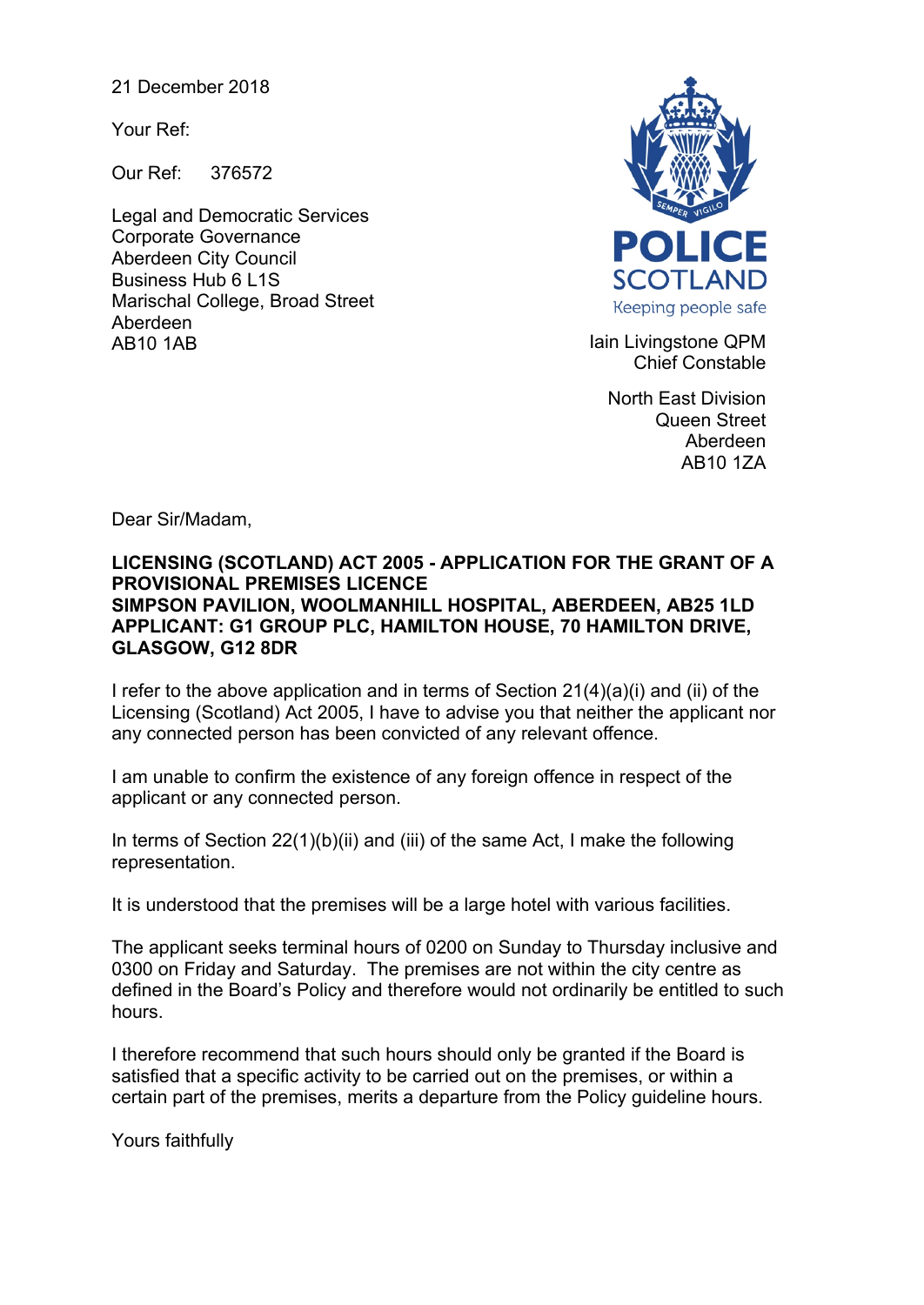21 December 2018

Your Ref:

Our Ref: 376572

Legal and Democratic Services
Corporate Governance
Aberdeen City Council
Business Hub 6 L1S
Marischal College, Broad Street
Aberdeen
AB10 1AB

POLICE SCOTLAND
Keeping people safe

Iain Livingstone QPM
Chief Constable

North East Division
Queen Street
Aberdeen
AB10 1ZA

Dear Sir/Madam,

**LICENSING (SCOTLAND) ACT 2005 - APPLICATION FOR THE GRANT OF A PROVISIONAL PREMISES LICENCE**
**SIMPSON PAVILION, WOOLMANHILL HOSPITAL, ABERDEEN, AB25 1LD**
**APPLICANT: G1 GROUP PLC, HAMILTON HOUSE, 70 HAMILTON DRIVE, GLASGOW, G12 8DR**

I refer to the above application and in terms of Section 21(4)(a)(i) and (ii) of the Licensing (Scotland) Act 2005, I have to advise you that neither the applicant nor any connected person has been convicted of any relevant offence.

I am unable to confirm the existence of any foreign offence in respect of the applicant or any connected person.

In terms of Section 22(1)(b)(ii) and (iii) of the same Act, I make the following representation.

It is understood that the premises will be a large hotel with various facilities.

The applicant seeks terminal hours of 0200 on Sunday to Thursday inclusive and 0300 on Friday and Saturday. The premises are not within the city centre as defined in the Board's Policy and therefore would not ordinarily be entitled to such hours.

I therefore recommend that such hours should only be granted if the Board is satisfied that a specific activity to be carried out on the premises, or within a certain part of the premises, merits a departure from the Policy guideline hours.

Yours faithfully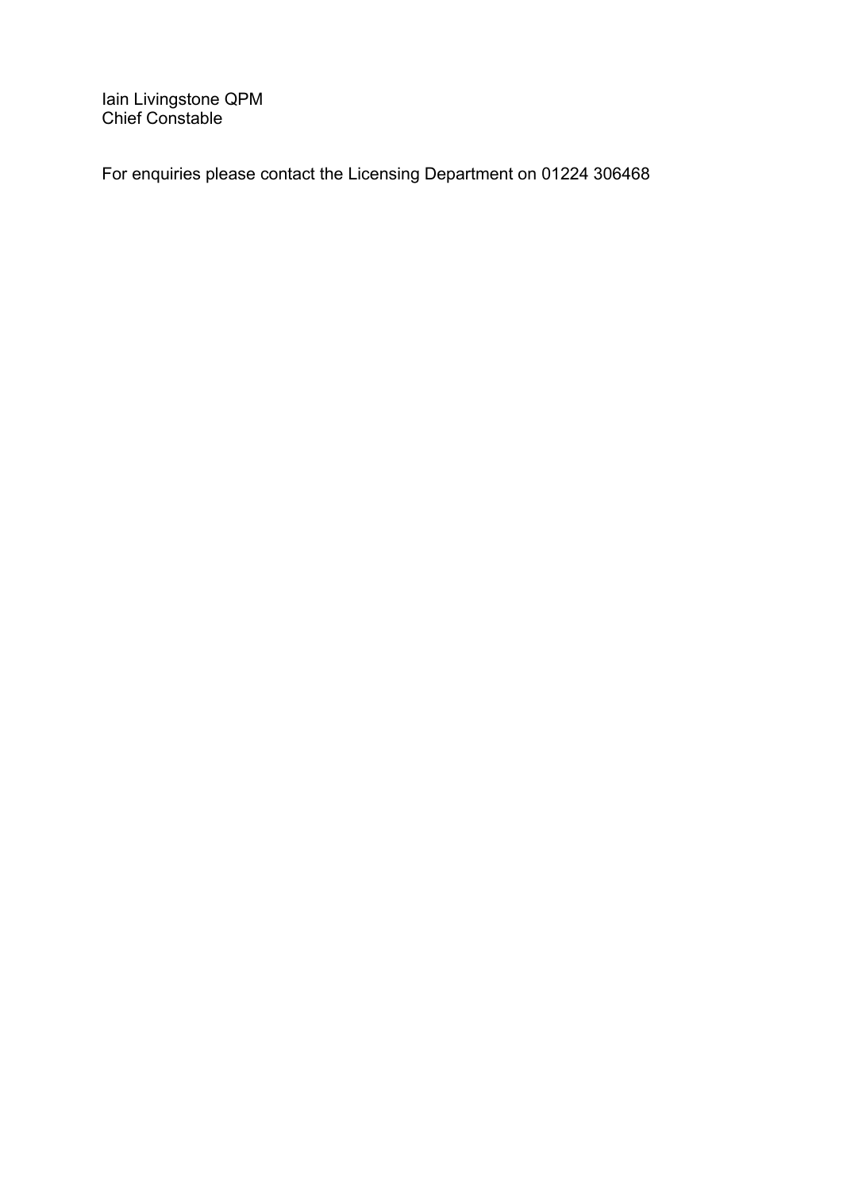Iain Livingstone QPM
Chief Constable

For enquiries please contact the Licensing Department on 01224 306468